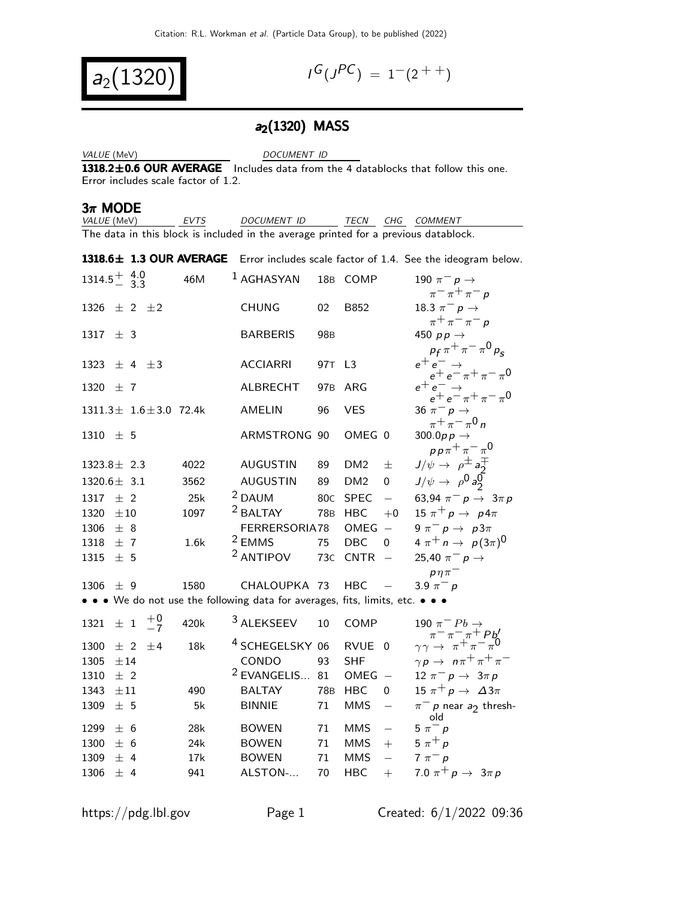# $a_2(1320)$

$I^G(J^{PC}) = 1^-(2^{++})$

## $a_2(1320)$ MASS

| VALUE (MeV) | DOCUMENT ID |
|---|---|
| **1318.2±0.6 OUR AVERAGE** | Includes data from the 4 datablocks that follow this one. Error includes scale factor of 1.2. |

### $3\pi$ MODE

The data in this block is included in the average printed for a previous datablock.

| VALUE (MeV) | EVTS | DOCUMENT ID | | TECN | CHG | COMMENT |
|---|---|---|---|---|---|---|
| **1318.6± 1.3 OUR AVERAGE** | | Error includes scale factor of 1.4. See the ideogram below. | | | | |
| $1314.5^{+4.0}_{-3.3}$ | 46M | [1] AGHASYAN | 18B | COMP | | 190 $\pi^- p \to \pi^-\pi^+\pi^- p$ |
| 1326 ± 2 ±2 | | CHUNG | 02 | B852 | | 18.3 $\pi^- p \to \pi^+\pi^-\pi^- p$ |
| 1317 ± 3 | | BARBERIS | 98B | | | 450 $pp \to p_f \pi^+\pi^-\pi^0 p_s$ |
| 1323 ± 4 ±3 | | ACCIARRI | 97T | L3 | | $e^+e^- \to e^+e^-\pi^+\pi^-\pi^0$ |
| 1320 ± 7 | | ALBRECHT | 97B | ARG | | $e^+e^- \to e^+e^-\pi^+\pi^-\pi^0$ |
| 1311.3± 1.6±3.0 | 72.4k | AMELIN | 96 | VES | | 36 $\pi^- p \to \pi^+\pi^-\pi^0 n$ |
| 1310 ± 5 | | ARMSTRONG | 90 | OMEG | 0 | 300.0$pp \to pp\pi^+\pi^-\pi^0$ |
| 1323.8± 2.3 | 4022 | AUGUSTIN | 89 | DM2 | ± | $J/\psi \to \rho^\pm a_2^\mp$ |
| 1320.6± 3.1 | 3562 | AUGUSTIN | 89 | DM2 | 0 | $J/\psi \to \rho^0 a_2^0$ |
| 1317 ± 2 | 25k | [2] DAUM | 80C | SPEC | − | 63,94 $\pi^- p \to 3\pi p$ |
| 1320 ±10 | 1097 | [2] BALTAY | 78B | HBC | +0 | 15 $\pi^+ p \to p 4\pi$ |
| 1306 ± 8 | | FERRERSORIA | 78 | OMEG | − | 9 $\pi^- p \to p 3\pi$ |
| 1318 ± 7 | 1.6k | [2] EMMS | 75 | DBC | 0 | 4 $\pi^+ n \to p(3\pi)^0$ |
| 1315 ± 5 | | [2] ANTIPOV | 73C | CNTR | − | 25,40 $\pi^- p \to p\eta\pi^-$ |
| 1306 ± 9 | 1580 | CHALOUPKA | 73 | HBC | − | 3.9 $\pi^- p$ |
| • • • We do not use the following data for averages, fits, limits, etc. • • • | | | | | | |
| $1321 \pm 1 ^{+0}_{-7}$ | 420k | [3] ALEKSEEV | 10 | COMP | | 190 $\pi^- Pb \to \pi^-\pi^-\pi^+ Pb'$ |
| 1300 ± 2 ±4 | 18k | [4] SCHEGELSKY | 06 | RVUE | 0 | $\gamma\gamma \to \pi^+\pi^-\pi^0$ |
| 1305 ±14 | | CONDO | 93 | SHF | | $\gamma p \to n\pi^+\pi^+\pi^-$ |
| 1310 ± 2 | | [2] EVANGELIS... | 81 | OMEG | − | 12 $\pi^- p \to 3\pi p$ |
| 1343 ±11 | 490 | BALTAY | 78B | HBC | 0 | 15 $\pi^+ p \to \Delta 3\pi$ |
| 1309 ± 5 | 5k | BINNIE | 71 | MMS | − | $\pi^- p$ near $a_2$ threshold |
| 1299 ± 6 | 28k | BOWEN | 71 | MMS | − | 5 $\pi^- p$ |
| 1300 ± 6 | 24k | BOWEN | 71 | MMS | + | 5 $\pi^+ p$ |
| 1309 ± 4 | 17k | BOWEN | 71 | MMS | − | 7 $\pi^- p$ |
| 1306 ± 4 | 941 | ALSTON-... | 70 | HBC | + | 7.0 $\pi^+ p \to 3\pi p$ |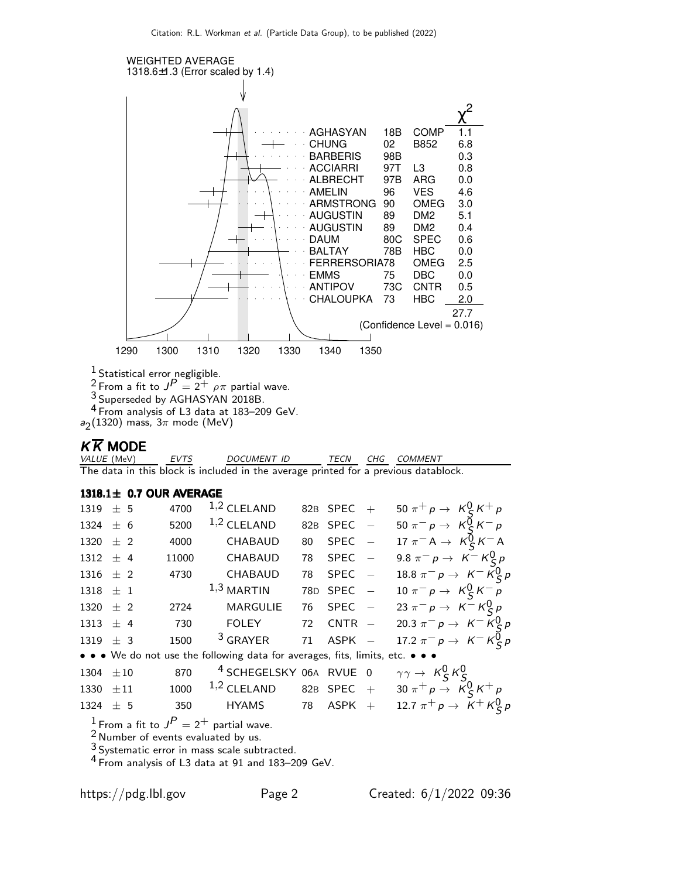WEIGHTED AVERAGE
1318.6±1.3 (Error scaled by 1.4)

| | | | $\chi^2$ |
|---|---|---|---|
| AGHASYAN | 18B | COMP | 1.1 |
| CHUNG | 02 | B852 | 6.8 |
| BARBERIS | 98B | | 0.3 |
| ACCIARRI | 97T | L3 | 0.8 |
| ALBRECHT | 97B | ARG | 0.0 |
| AMELIN | 96 | VES | 4.6 |
| ARMSTRONG | 90 | OMEG | 3.0 |
| AUGUSTIN | 89 | DM2 | 5.1 |
| AUGUSTIN | 89 | DM2 | 0.4 |
| DAUM | 80C | SPEC | 0.6 |
| BALTAY | 78B | HBC | 0.0 |
| FERRERSORIA | 78 | OMEG | 2.5 |
| EMMS | 75 | DBC | 0.0 |
| ANTIPOV | 73C | CNTR | 0.5 |
| CHALOUPKA | 73 | HBC | 2.0 |
| | | | 27.7 |

(Confidence Level = 0.016)

[1] Statistical error negligible.
[2] From a fit to $J^P = 2^+$ $\rho\pi$ partial wave.
[3] Superseded by AGHASYAN 2018B.
[4] From analysis of L3 data at 183–209 GeV.

$a_2(1320)$ mass, $3\pi$ mode (MeV)

## $K\overline{K}$ MODE

The data in this block is included in the average printed for a previous datablock.

| VALUE (MeV) | EVTS | DOCUMENT ID | | TECN | CHG | COMMENT |
|---|---|---|---|---|---|---|
| **1318.1± 0.7 OUR AVERAGE** | | | | | | |
| 1319 ± 5 | 4700 | [1,2] CLELAND | 82B | SPEC | + | 50 $\pi^+ p \to K^0_S K^+ p$ |
| 1324 ± 6 | 5200 | [1,2] CLELAND | 82B | SPEC | − | 50 $\pi^- p \to K^0_S K^- p$ |
| 1320 ± 2 | 4000 | CHABAUD | 80 | SPEC | − | 17 $\pi^- A \to K^0_S K^- A$ |
| 1312 ± 4 | 11000 | CHABAUD | 78 | SPEC | − | 9.8 $\pi^- p \to K^- K^0_S p$ |
| 1316 ± 2 | 4730 | CHABAUD | 78 | SPEC | − | 18.8 $\pi^- p \to K^- K^0_S p$ |
| 1318 ± 1 | | [1,3] MARTIN | 78D | SPEC | − | 10 $\pi^- p \to K^0_S K^- p$ |
| 1320 ± 2 | 2724 | MARGULIE | 76 | SPEC | − | 23 $\pi^- p \to K^- K^0_S p$ |
| 1313 ± 4 | 730 | FOLEY | 72 | CNTR | − | 20.3 $\pi^- p \to K^- K^0_S p$ |
| 1319 ± 3 | 1500 | [3] GRAYER | 71 | ASPK | − | 17.2 $\pi^- p \to K^- K^0_S p$ |
| • • • We do not use the following data for averages, fits, limits, etc. • • • | | | | | | |
| 1304 ±10 | 870 | [4] SCHEGELSKY | 06A | RVUE | 0 | $\gamma\gamma \to K^0_S K^0_S$ |
| 1330 ±11 | 1000 | [1,2] CLELAND | 82B | SPEC | + | 30 $\pi^+ p \to K^0_S K^+ p$ |
| 1324 ± 5 | 350 | HYAMS | 78 | ASPK | + | 12.7 $\pi^+ p \to K^+ K^0_S p$ |

[1] From a fit to $J^P = 2^+$ partial wave.
[2] Number of events evaluated by us.
[3] Systematic error in mass scale subtracted.
[4] From analysis of L3 data at 91 and 183–209 GeV.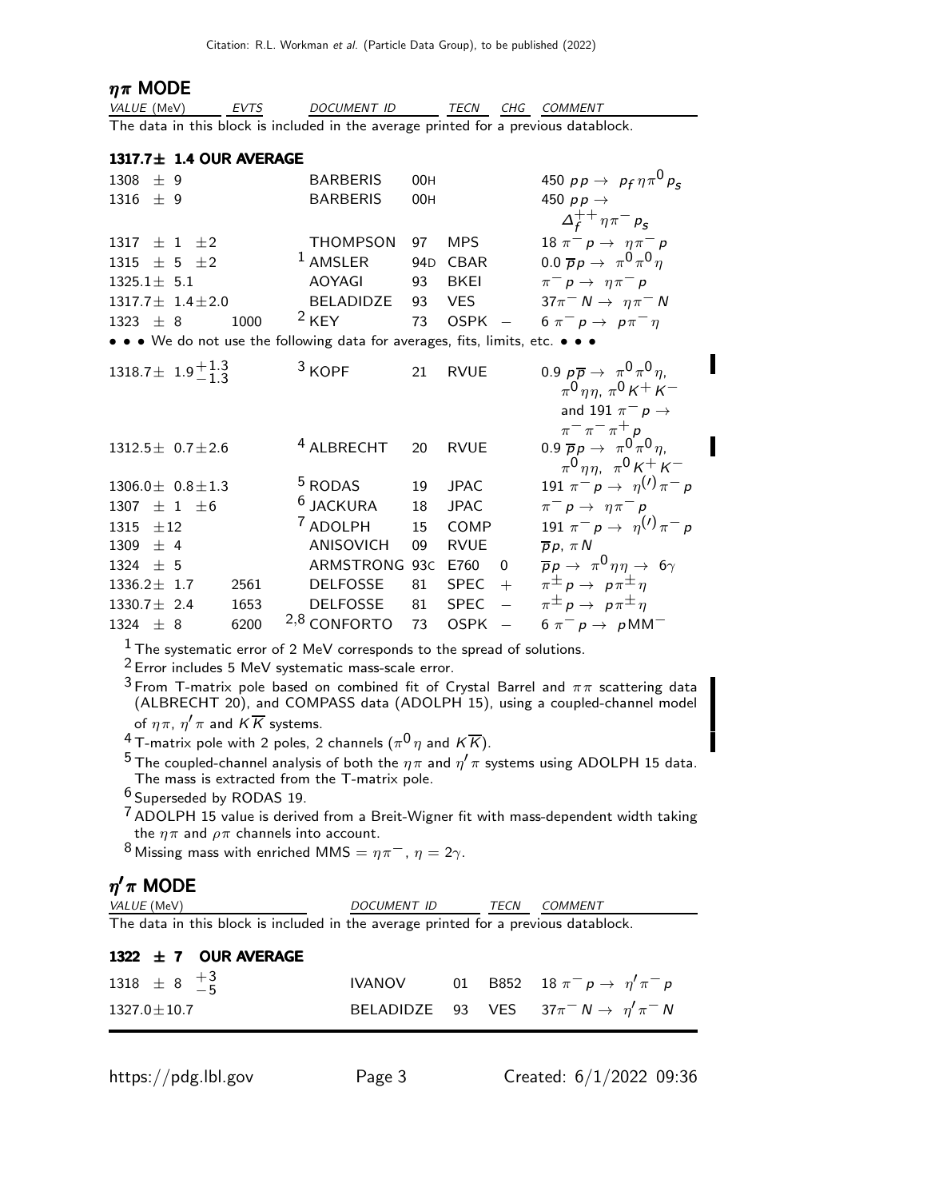### $\eta\pi$ MODE

| VALUE (MeV) | EVTS | DOCUMENT ID | | TECN | CHG | COMMENT |
|---|---|---|---|---|---|---|

The data in this block is included in the average printed for a previous datablock.

**1317.7± 1.4 OUR AVERAGE**

| VALUE (MeV) | EVTS | DOCUMENT ID | | TECN | CHG | COMMENT |
|---|---|---|---|---|---|---|
| 1308 ± 9 | | BARBERIS | 00H | | | 450 $pp \to p_f \eta\pi^0 p_s$ |
| 1316 ± 9 | | BARBERIS | 00H | | | 450 $pp \to \Delta_f^{++} \eta\pi^- p_s$ |
| 1317 ± 1 ±2 | | THOMPSON | 97 | MPS | | 18 $\pi^- p \to \eta\pi^- p$ |
| 1315 ± 5 ±2 | | [1] AMSLER | 94D | CBAR | | 0.0 $\overline{p}p \to \pi^0\pi^0\eta$ |
| 1325.1± 5.1 | | AOYAGI | 93 | BKEI | | $\pi^- p \to \eta\pi^- p$ |
| 1317.7± 1.4±2.0 | | BELADIDZE | 93 | VES | | $37\pi^- N \to \eta\pi^- N$ |
| 1323 ± 8 | 1000 | [2] KEY | 73 | OSPK | − | 6 $\pi^- p \to p\pi^-\eta$ |

• • • We do not use the following data for averages, fits, limits, etc. • • •

| VALUE (MeV) | EVTS | DOCUMENT ID | | TECN | CHG | COMMENT |
|---|---|---|---|---|---|---|
| 1318.7± 1.9$^{+1.3}_{-1.3}$ | | [3] KOPF | 21 | RVUE | | 0.9 $p\overline{p} \to \pi^0\pi^0\eta$, $\pi^0\eta\eta$, $\pi^0 K^+ K^-$ and 191 $\pi^- p \to \pi^-\pi^-\pi^+ p$ |
| 1312.5± 0.7±2.6 | | [4] ALBRECHT | 20 | RVUE | | 0.9 $\overline{p}p \to \pi^0\pi^0\eta$, $\pi^0\eta\eta$, $\pi^0 K^+ K^-$ |
| 1306.0± 0.8±1.3 | | [5] RODAS | 19 | JPAC | | 191 $\pi^- p \to \eta^{(\prime)}\pi^- p$ |
| 1307 ± 1 ±6 | | [6] JACKURA | 18 | JPAC | | $\pi^- p \to \eta\pi^- p$ |
| 1315 ±12 | | [7] ADOLPH | 15 | COMP | | 191 $\pi^- p \to \eta^{(\prime)}\pi^- p$ |
| 1309 ± 4 | | ANISOVICH | 09 | RVUE | | $\overline{p}p$, $\pi N$ |
| 1324 ± 5 | | ARMSTRONG | 93C | E760 | 0 | $\overline{p}p \to \pi^0\eta\eta \to 6\gamma$ |
| 1336.2± 1.7 | 2561 | DELFOSSE | 81 | SPEC | + | $\pi^\pm p \to p\pi^\pm\eta$ |
| 1330.7± 2.4 | 1653 | DELFOSSE | 81 | SPEC | − | $\pi^\pm p \to p\pi^\pm\eta$ |
| 1324 ± 8 | 6200 | [2,8] CONFORTO | 73 | OSPK | − | 6 $\pi^- p \to p MM^-$ |

[1] The systematic error of 2 MeV corresponds to the spread of solutions.

[2] Error includes 5 MeV systematic mass-scale error.

[3] From T-matrix pole based on combined fit of Crystal Barrel and $\pi\pi$ scattering data (ALBRECHT 20), and COMPASS data (ADOLPH 15), using a coupled-channel model of $\eta\pi$, $\eta'\pi$ and $K\overline{K}$ systems.

[4] T-matrix pole with 2 poles, 2 channels ($\pi^0\eta$ and $K\overline{K}$).

[5] The coupled-channel analysis of both the $\eta\pi$ and $\eta'\pi$ systems using ADOLPH 15 data. The mass is extracted from the T-matrix pole.

[6] Superseded by RODAS 19.

[7] ADOLPH 15 value is derived from a Breit-Wigner fit with mass-dependent width taking the $\eta\pi$ and $\rho\pi$ channels into account.

[8] Missing mass with enriched MMS $= \eta\pi^-$, $\eta = 2\gamma$.

### $\eta'\pi$ MODE

The data in this block is included in the average printed for a previous datablock.

**1322 ± 7 OUR AVERAGE**

| VALUE (MeV) | DOCUMENT ID | | TECN | COMMENT |
|---|---|---|---|---|
| 1318 ± 8 $^{+3}_{-5}$ | IVANOV | 01 | B852 | 18 $\pi^- p \to \eta'\pi^- p$ |
| 1327.0±10.7 | BELADIDZE | 93 | VES | $37\pi^- N \to \eta'\pi^- N$ |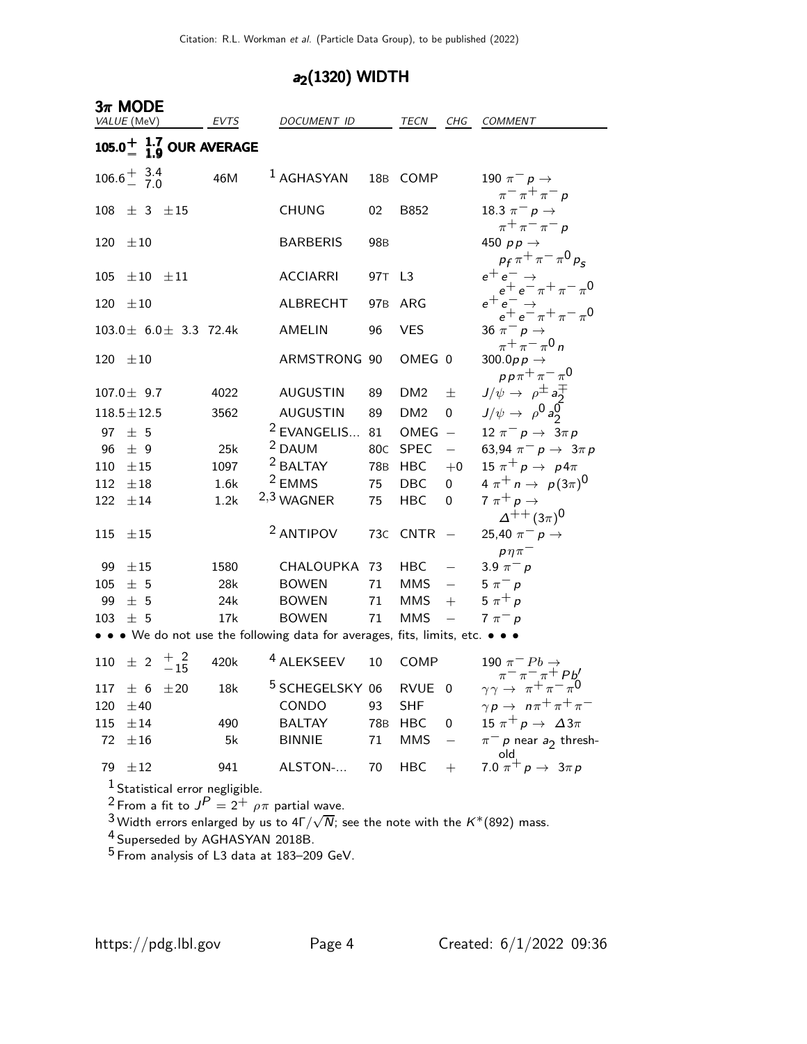## $a_2(1320)$ WIDTH

### $3\pi$ MODE

| VALUE (MeV) | EVTS | DOCUMENT ID | | TECN | CHG | COMMENT |
|---|---|---|---|---|---|---|
| **$105.0^{+1.7}_{-1.9}$ OUR AVERAGE** | | | | | | |
| $106.6^{+3.4}_{-7.0}$ | 46M | [1] AGHASYAN | 18B | COMP | | $190\ \pi^- p \to \pi^- \pi^+ \pi^- p$ |
| $108 \pm 3 \pm 15$ | | CHUNG | 02 | B852 | | $18.3\ \pi^- p \to \pi^+ \pi^- \pi^- p$ |
| $120 \pm 10$ | | BARBERIS | 98B | | | $450\ p p \to p_f \pi^+ \pi^- \pi^0 p_s$ |
| $105 \pm 10 \pm 11$ | | ACCIARRI | 97T | L3 | | $e^+ e^- \to e^+ e^- \pi^+ \pi^- \pi^0$ |
| $120 \pm 10$ | | ALBRECHT | 97B | ARG | | $e^+ e^- \to e^+ e^- \pi^+ \pi^- \pi^0$ |
| $103.0 \pm 6.0 \pm 3.3$ | 72.4k | AMELIN | 96 | VES | | $36\ \pi^- p \to \pi^+ \pi^- \pi^0 n$ |
| $120 \pm 10$ | | ARMSTRONG | 90 | OMEG | 0 | $300.0 p p \to p p \pi^+ \pi^- \pi^0$ |
| $107.0 \pm 9.7$ | 4022 | AUGUSTIN | 89 | DM2 | $\pm$ | $J/\psi \to \rho^\pm a_2^\mp$ |
| $118.5 \pm 12.5$ | 3562 | AUGUSTIN | 89 | DM2 | 0 | $J/\psi \to \rho^0 a_2^0$ |
| $97 \pm 5$ | | [2] EVANGELIS... | 81 | OMEG | $-$ | $12\ \pi^- p \to 3\pi p$ |
| $96 \pm 9$ | 25k | [2] DAUM | 80C | SPEC | $-$ | $63{,}94\ \pi^- p \to 3\pi p$ |
| $110 \pm 15$ | 1097 | [2] BALTAY | 78B | HBC | $+0$ | $15\ \pi^+ p \to p 4\pi$ |
| $112 \pm 18$ | 1.6k | [2] EMMS | 75 | DBC | 0 | $4\ \pi^+ n \to p(3\pi)^0$ |
| $122 \pm 14$ | 1.2k | [2,3] WAGNER | 75 | HBC | 0 | $7\ \pi^+ p \to \Delta^{++}(3\pi)^0$ |
| $115 \pm 15$ | | [2] ANTIPOV | 73C | CNTR | $-$ | $25{,}40\ \pi^- p \to p \eta \pi^-$ |
| $99 \pm 15$ | 1580 | CHALOUPKA | 73 | HBC | $-$ | $3.9\ \pi^- p$ |
| $105 \pm 5$ | 28k | BOWEN | 71 | MMS | $-$ | $5\ \pi^- p$ |
| $99 \pm 5$ | 24k | BOWEN | 71 | MMS | $+$ | $5\ \pi^+ p$ |
| $103 \pm 5$ | 17k | BOWEN | 71 | MMS | $-$ | $7\ \pi^- p$ |
| • • • We do not use the following data for averages, fits, limits, etc. • • • | | | | | | |
| $110 \pm 2\ ^{+2}_{-15}$ | 420k | [4] ALEKSEEV | 10 | COMP | | $190\ \pi^- Pb \to \pi^- \pi^- \pi^+ Pb'$ |
| $117 \pm 6 \pm 20$ | 18k | [5] SCHEGELSKY | 06 | RVUE | 0 | $\gamma\gamma \to \pi^+ \pi^- \pi^0$ |
| $120 \pm 40$ | | CONDO | 93 | SHF | | $\gamma p \to n \pi^+ \pi^+ \pi^-$ |
| $115 \pm 14$ | 490 | BALTAY | 78B | HBC | 0 | $15\ \pi^+ p \to \Delta 3\pi$ |
| $72 \pm 16$ | 5k | BINNIE | 71 | MMS | $-$ | $\pi^- p$ near $a_2$ threshold |
| $79 \pm 12$ | 941 | ALSTON-... | 70 | HBC | $+$ | $7.0\ \pi^+ p \to 3\pi p$ |

[1] Statistical error negligible.

[2] From a fit to $J^P = 2^+\ \rho\pi$ partial wave.

[3] Width errors enlarged by us to $4\Gamma/\sqrt{N}$; see the note with the $K^*(892)$ mass.

[4] Superseded by AGHASYAN 2018B.

[5] From analysis of L3 data at 183–209 GeV.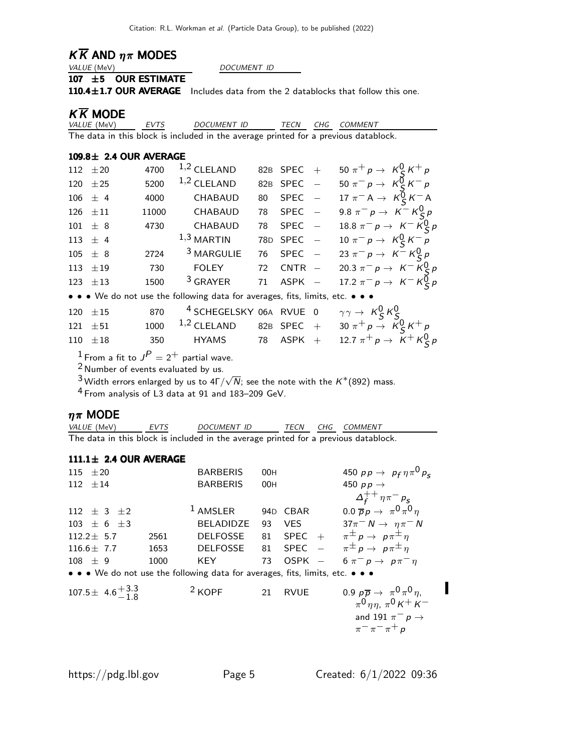## $K\overline{K}$ AND $\eta\pi$ MODES

| VALUE (MeV) | DOCUMENT ID |
|---|---|
| **107 ±5 OUR ESTIMATE** | |
| **110.4±1.7 OUR AVERAGE** | Includes data from the 2 datablocks that follow this one. |

## $K\overline{K}$ MODE

The data in this block is included in the average printed for a previous datablock.

| VALUE (MeV) | EVTS | DOCUMENT ID | | TECN | CHG | COMMENT |
|---|---|---|---|---|---|---|
| **109.8± 2.4 OUR AVERAGE** | | | | | | |
| 112 ±20 | 4700 | [1,2] CLELAND | 82B | SPEC | + | 50 $\pi^+ p \to K^0_S K^+ p$ |
| 120 ±25 | 5200 | [1,2] CLELAND | 82B | SPEC | − | 50 $\pi^- p \to K^0_S K^- p$ |
| 106 ± 4 | 4000 | CHABAUD | 80 | SPEC | − | 17 $\pi^- A \to K^0_S K^- A$ |
| 126 ±11 | 11000 | CHABAUD | 78 | SPEC | − | 9.8 $\pi^- p \to K^- K^0_S p$ |
| 101 ± 8 | 4730 | CHABAUD | 78 | SPEC | − | 18.8 $\pi^- p \to K^- K^0_S p$ |
| 113 ± 4 | | [1,3] MARTIN | 78D | SPEC | − | 10 $\pi^- p \to K^0_S K^- p$ |
| 105 ± 8 | 2724 | [3] MARGULIE | 76 | SPEC | − | 23 $\pi^- p \to K^- K^0_S p$ |
| 113 ±19 | 730 | FOLEY | 72 | CNTR | − | 20.3 $\pi^- p \to K^- K^0_S p$ |
| 123 ±13 | 1500 | [3] GRAYER | 71 | ASPK | − | 17.2 $\pi^- p \to K^- K^0_S p$ |
| • • • We do not use the following data for averages, fits, limits, etc. • • • | | | | | | |
| 120 ±15 | 870 | [4] SCHEGELSKY | 06A | RVUE | 0 | $\gamma\gamma \to K^0_S K^0_S$ |
| 121 ±51 | 1000 | [1,2] CLELAND | 82B | SPEC | + | 30 $\pi^+ p \to K^0_S K^+ p$ |
| 110 ±18 | 350 | HYAMS | 78 | ASPK | + | 12.7 $\pi^+ p \to K^+ K^0_S p$ |

[1] From a fit to $J^P = 2^+$ partial wave.
[2] Number of events evaluated by us.
[3] Width errors enlarged by us to $4\Gamma/\sqrt{N}$; see the note with the $K^*(892)$ mass.
[4] From analysis of L3 data at 91 and 183–209 GeV.

## $\eta\pi$ MODE

The data in this block is included in the average printed for a previous datablock.

| VALUE (MeV) | EVTS | DOCUMENT ID | | TECN | CHG | COMMENT |
|---|---|---|---|---|---|---|
| **111.1± 2.4 OUR AVERAGE** | | | | | | |
| 115 ±20 | | BARBERIS | 00H | | | 450 $pp \to p_f \eta\pi^0 p_s$ |
| 112 ±14 | | BARBERIS | 00H | | | 450 $pp \to \Delta^{++}_f \eta\pi^- p_s$ |
| 112 ± 3 ±2 | | [1] AMSLER | 94D | CBAR | | 0.0 $\overline{p}p \to \pi^0\pi^0\eta$ |
| 103 ± 6 ±3 | | BELADIDZE | 93 | VES | | $37\pi^- N \to \eta\pi^- N$ |
| 112.2± 5.7 | 2561 | DELFOSSE | 81 | SPEC | + | $\pi^\pm p \to p\pi^\pm\eta$ |
| 116.6± 7.7 | 1653 | DELFOSSE | 81 | SPEC | − | $\pi^\pm p \to p\pi^\pm\eta$ |
| 108 ± 9 | 1000 | KEY | 73 | OSPK | − | 6 $\pi^- p \to p\pi^-\eta$ |
| • • • We do not use the following data for averages, fits, limits, etc. • • • | | | | | | |
| $107.5\pm 4.6^{+3.3}_{-1.8}$ | | [2] KOPF | 21 | RVUE | | 0.9 $p\overline{p} \to \pi^0\pi^0\eta$, $\pi^0\eta\eta$, $\pi^0 K^+ K^-$ and 191 $\pi^- p \to \pi^-\pi^-\pi^+ p$ |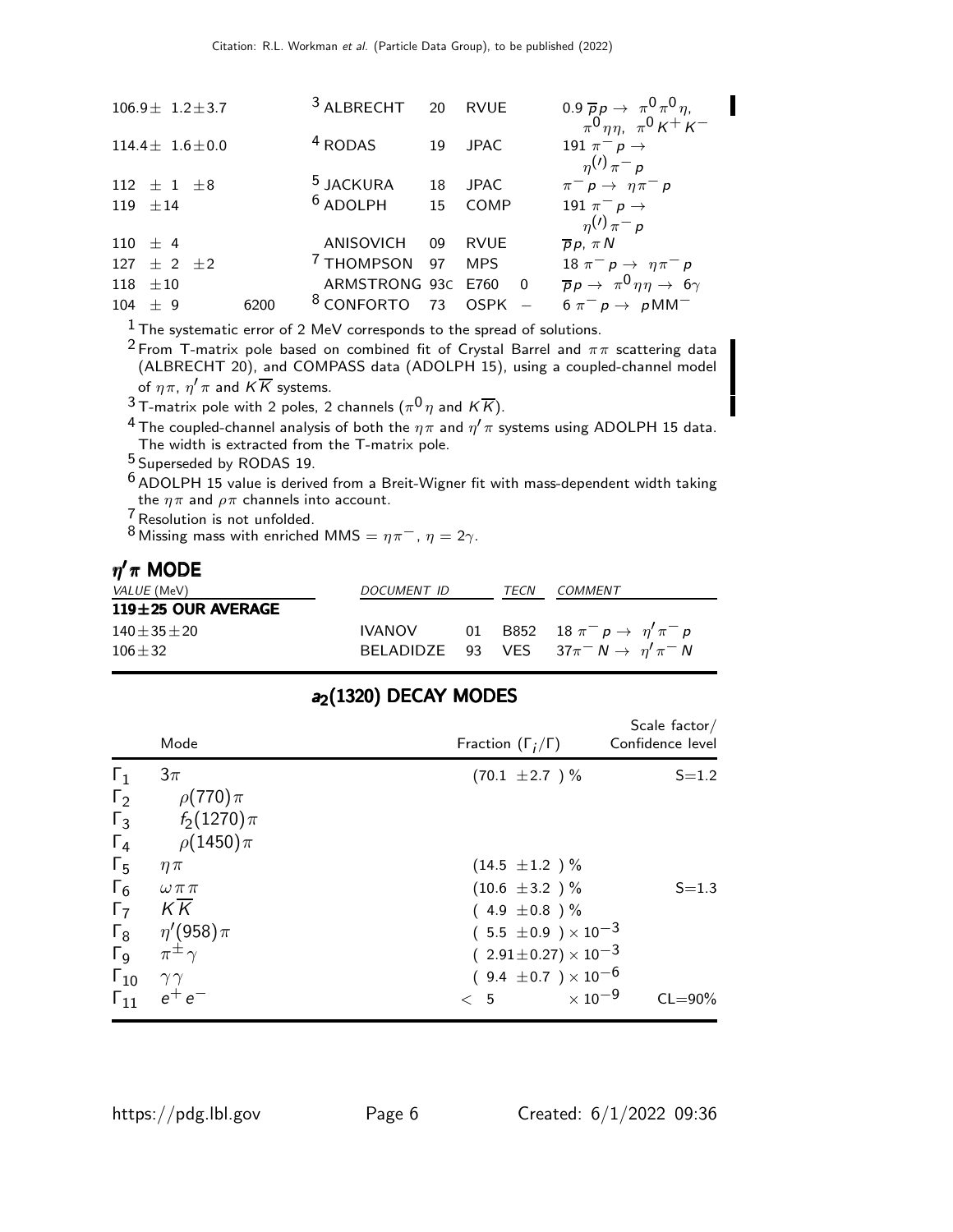| VALUE (MeV) | EVTS | DOCUMENT ID | | TECN | CHG | COMMENT |
|---|---|---|---|---|---|---|
| $106.9 \pm 1.2 \pm 3.7$ | | [3] ALBRECHT | 20 | RVUE | | $0.9\ \overline{p}p \to \pi^0\pi^0\eta$, $\pi^0\eta\eta$, $\pi^0 K^+ K^-$ |
| $114.4 \pm 1.6 \pm 0.0$ | | [4] RODAS | 19 | JPAC | | $191\ \pi^- p \to \eta^{(\prime)}\pi^- p$ |
| $112 \pm 1 \pm 8$ | | [5] JACKURA | 18 | JPAC | | $\pi^- p \to \eta\pi^- p$ |
| $119 \pm 14$ | | [6] ADOLPH | 15 | COMP | | $191\ \pi^- p \to \eta^{(\prime)}\pi^- p$ |
| $110 \pm 4$ | | ANISOVICH | 09 | RVUE | | $\overline{p}p$, $\pi N$ |
| $127 \pm 2 \pm 2$ | | [7] THOMPSON | 97 | MPS | | $18\ \pi^- p \to \eta\pi^- p$ |
| $118 \pm 10$ | | ARMSTRONG | 93C | E760 | 0 | $\overline{p}p \to \pi^0\eta\eta \to 6\gamma$ |
| $104 \pm 9$ | 6200 | [8] CONFORTO | 73 | OSPK | $-$ | $6\ \pi^- p \to p MM^-$ |

[1] The systematic error of 2 MeV corresponds to the spread of solutions.

[2] From T-matrix pole based on combined fit of Crystal Barrel and $\pi\pi$ scattering data (ALBRECHT 20), and COMPASS data (ADOLPH 15), using a coupled-channel model of $\eta\pi$, $\eta'\pi$ and $K\overline{K}$ systems.

[3] T-matrix pole with 2 poles, 2 channels ($\pi^0\eta$ and $K\overline{K}$).

[4] The coupled-channel analysis of both the $\eta\pi$ and $\eta'\pi$ systems using ADOLPH 15 data. The width is extracted from the T-matrix pole.

[5] Superseded by RODAS 19.

[6] ADOLPH 15 value is derived from a Breit-Wigner fit with mass-dependent width taking the $\eta\pi$ and $\rho\pi$ channels into account.

[7] Resolution is not unfolded.

[8] Missing mass with enriched MMS $= \eta\pi^-$, $\eta = 2\gamma$.

### $\eta'\pi$ MODE

| VALUE (MeV) | DOCUMENT ID | | TECN | COMMENT |
|---|---|---|---|---|
| **119±25 OUR AVERAGE** | | | | |
| $140 \pm 35 \pm 20$ | IVANOV | 01 | B852 | $18\ \pi^- p \to \eta'\pi^- p$ |
| $106 \pm 32$ | BELADIDZE | 93 | VES | $37\pi^- N \to \eta'\pi^- N$ |

## $a_2(1320)$ DECAY MODES

| | Mode | Fraction ($\Gamma_i/\Gamma$) | Scale factor/ Confidence level |
|---|---|---|---|
| $\Gamma_1$ | $3\pi$ | $(70.1 \pm 2.7)$ % | S=1.2 |
| $\Gamma_2$ | $\rho(770)\pi$ | | |
| $\Gamma_3$ | $f_2(1270)\pi$ | | |
| $\Gamma_4$ | $\rho(1450)\pi$ | | |
| $\Gamma_5$ | $\eta\pi$ | $(14.5 \pm 1.2)$ % | |
| $\Gamma_6$ | $\omega\pi\pi$ | $(10.6 \pm 3.2)$ % | S=1.3 |
| $\Gamma_7$ | $K\overline{K}$ | $(4.9 \pm 0.8)$ % | |
| $\Gamma_8$ | $\eta'(958)\pi$ | $(5.5 \pm 0.9) \times 10^{-3}$ | |
| $\Gamma_9$ | $\pi^{\pm}\gamma$ | $(2.91 \pm 0.27) \times 10^{-3}$ | |
| $\Gamma_{10}$ | $\gamma\gamma$ | $(9.4 \pm 0.7) \times 10^{-6}$ | |
| $\Gamma_{11}$ | $e^+e^-$ | $< 5 \times 10^{-9}$ | CL=90% |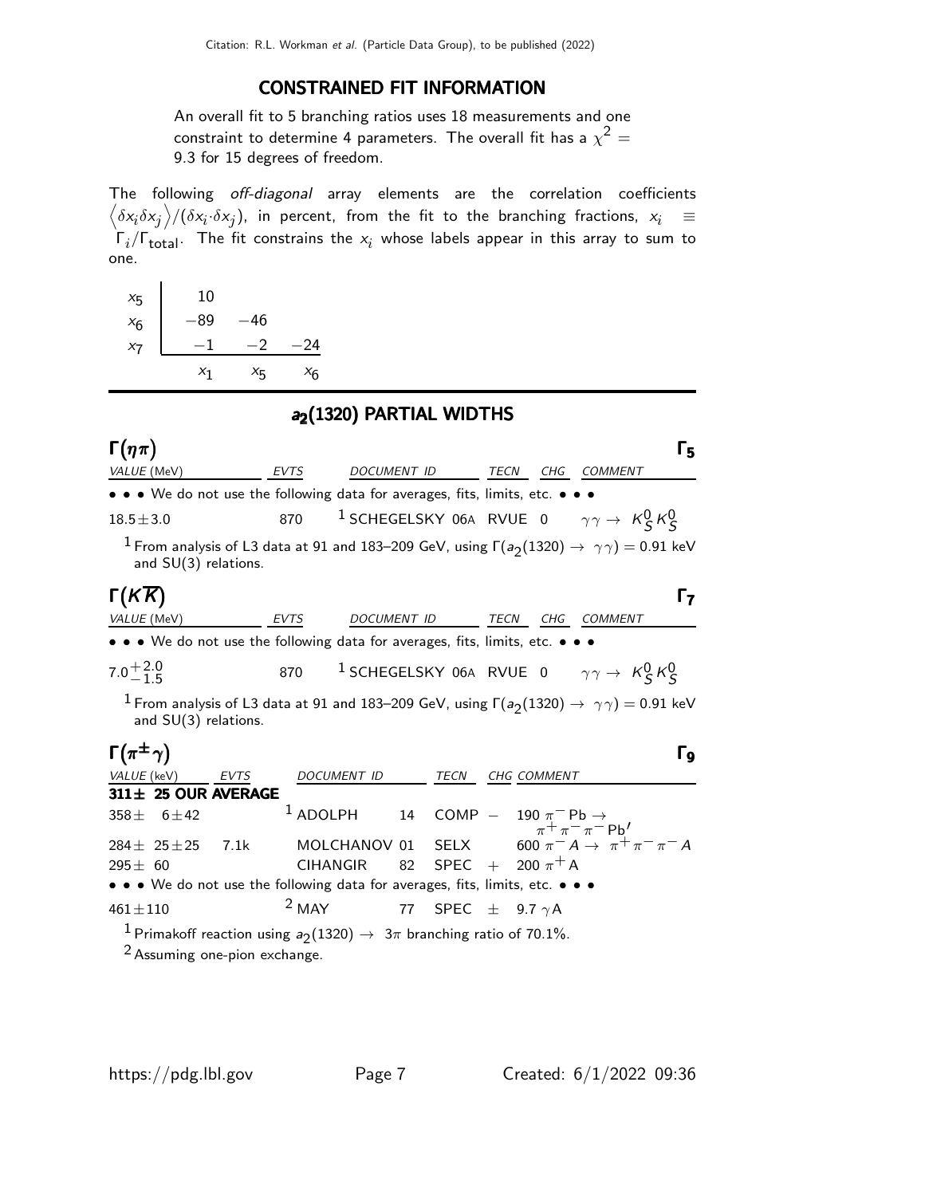## CONSTRAINED FIT INFORMATION

An overall fit to 5 branching ratios uses 18 measurements and one constraint to determine 4 parameters. The overall fit has a $\chi^2 =$ 9.3 for 15 degrees of freedom.

The following *off-diagonal* array elements are the correlation coefficients $\left\langle \delta x_i \delta x_j \right\rangle / (\delta x_i \cdot \delta x_j)$, in percent, from the fit to the branching fractions, $x_i \equiv \Gamma_i / \Gamma_{\text{total}}$. The fit constrains the $x_i$ whose labels appear in this array to sum to one.

| | | | |
|---|---|---|---|
| $x_5$ | 10 | | |
| $x_6$ | −89 | −46 | |
| $x_7$ | −1 | −2 | −24 |
| | $x_1$ | $x_5$ | $x_6$ |

## $a_2(1320)$ PARTIAL WIDTHS

### $\Gamma(\eta\pi)$ — $\Gamma_5$

| VALUE (MeV) | EVTS | DOCUMENT ID | TECN | CHG | COMMENT |
|---|---|---|---|---|---|
| • • • We do not use the following data for averages, fits, limits, etc. • • • | | | | | |
| $18.5 \pm 3.0$ | 870 | [1] SCHEGELSKY 06A | RVUE | 0 | $\gamma\gamma \rightarrow K^0_S K^0_S$ |

[1] From analysis of L3 data at 91 and 183–209 GeV, using $\Gamma(a_2(1320) \rightarrow \gamma\gamma) = 0.91$ keV and SU(3) relations.

### $\Gamma(K\overline{K})$ — $\Gamma_7$

| VALUE (MeV) | EVTS | DOCUMENT ID | TECN | CHG | COMMENT |
|---|---|---|---|---|---|
| • • • We do not use the following data for averages, fits, limits, etc. • • • | | | | | |
| $7.0^{+2.0}_{-1.5}$ | 870 | [1] SCHEGELSKY 06A | RVUE | 0 | $\gamma\gamma \rightarrow K^0_S K^0_S$ |

[1] From analysis of L3 data at 91 and 183–209 GeV, using $\Gamma(a_2(1320) \rightarrow \gamma\gamma) = 0.91$ keV and SU(3) relations.

### $\Gamma(\pi^{\pm}\gamma)$ — $\Gamma_9$

| VALUE (keV) | EVTS | DOCUMENT ID | | TECN | CHG | COMMENT |
|---|---|---|---|---|---|---|
| **311 ± 25 OUR AVERAGE** | | | | | | |
| $358 \pm 6 \pm 42$ | | [1] ADOLPH | 14 | COMP | − | 190 $\pi^- \text{Pb} \rightarrow \pi^+\pi^-\pi^- \text{Pb}'$ |
| $284 \pm 25 \pm 25$ | 7.1k | MOLCHANOV | 01 | SELX | | 600 $\pi^- A \rightarrow \pi^+\pi^-\pi^- A$ |
| $295 \pm 60$ | | CIHANGIR | 82 | SPEC | + | 200 $\pi^+ A$ |
| • • • We do not use the following data for averages, fits, limits, etc. • • • | | | | | | |
| $461 \pm 110$ | | [2] MAY | 77 | SPEC | ± | 9.7 $\gamma A$ |

[1] Primakoff reaction using $a_2(1320) \rightarrow 3\pi$ branching ratio of 70.1%.

[2] Assuming one-pion exchange.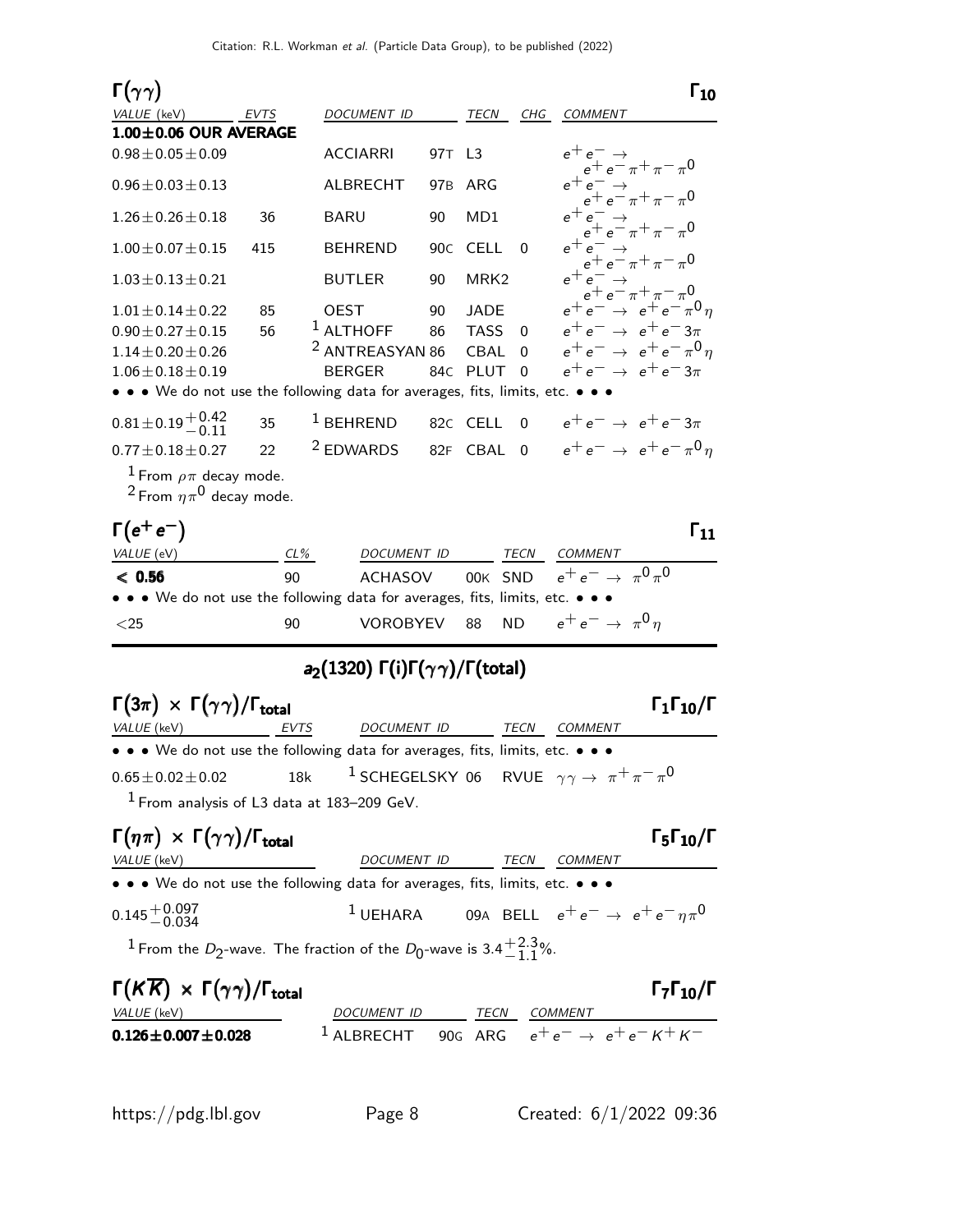### $\Gamma(\gamma\gamma)$ — $\Gamma_{10}$

| VALUE (keV) | EVTS | DOCUMENT ID | | TECN | CHG | COMMENT |
|---|---|---|---|---|---|---|
| **1.00±0.06 OUR AVERAGE** | | | | | | |
| $0.98\pm0.05\pm0.09$ | | ACCIARRI | 97T | L3 | | $e^+e^- \to e^+e^-\pi^+\pi^-\pi^0$ |
| $0.96\pm0.03\pm0.13$ | | ALBRECHT | 97B | ARG | | $e^+e^- \to e^+e^-\pi^+\pi^-\pi^0$ |
| $1.26\pm0.26\pm0.18$ | 36 | BARU | 90 | MD1 | | $e^+e^- \to e^+e^-\pi^+\pi^-\pi^0$ |
| $1.00\pm0.07\pm0.15$ | 415 | BEHREND | 90C | CELL | 0 | $e^+e^- \to e^+e^-\pi^+\pi^-\pi^0$ |
| $1.03\pm0.13\pm0.21$ | | BUTLER | 90 | MRK2 | | $e^+e^- \to e^+e^-\pi^+\pi^-\pi^0$ |
| $1.01\pm0.14\pm0.22$ | 85 | OEST | 90 | JADE | | $e^+e^- \to e^+e^-\pi^0\eta$ |
| $0.90\pm0.27\pm0.15$ | 56 | [1] ALTHOFF | 86 | TASS | 0 | $e^+e^- \to e^+e^-3\pi$ |
| $1.14\pm0.20\pm0.26$ | | [2] ANTREASYAN | 86 | CBAL | 0 | $e^+e^- \to e^+e^-\pi^0\eta$ |
| $1.06\pm0.18\pm0.19$ | | BERGER | 84C | PLUT | 0 | $e^+e^- \to e^+e^-3\pi$ |
| • • • We do not use the following data for averages, fits, limits, etc. • • • | | | | | | |
| $0.81\pm0.19^{+0.42}_{-0.11}$ | 35 | [1] BEHREND | 82C | CELL | 0 | $e^+e^- \to e^+e^-3\pi$ |
| $0.77\pm0.18\pm0.27$ | 22 | [2] EDWARDS | 82F | CBAL | 0 | $e^+e^- \to e^+e^-\pi^0\eta$ |

[1] From $\rho\pi$ decay mode.
[2] From $\eta\pi^0$ decay mode.

### $\Gamma(e^+e^-)$ — $\Gamma_{11}$

| VALUE (eV) | CL% | DOCUMENT ID | | TECN | COMMENT |
|---|---|---|---|---|---|
| **< 0.56** | 90 | ACHASOV | 00K | SND | $e^+e^- \to \pi^0\pi^0$ |
| • • • We do not use the following data for averages, fits, limits, etc. • • • | | | | | |
| <25 | 90 | VOROBYEV | 88 | ND | $e^+e^- \to \pi^0\eta$ |

## $a_2(1320)$ $\Gamma(i)\Gamma(\gamma\gamma)/\Gamma(\text{total})$

### $\Gamma(3\pi) \times \Gamma(\gamma\gamma)/\Gamma_{\text{total}}$ — $\Gamma_1\Gamma_{10}/\Gamma$

| VALUE (keV) | EVTS | DOCUMENT ID | | TECN | COMMENT |
|---|---|---|---|---|---|
| • • • We do not use the following data for averages, fits, limits, etc. • • • | | | | | |
| $0.65\pm0.02\pm0.02$ | 18k | [1] SCHEGELSKY | 06 | RVUE | $\gamma\gamma \to \pi^+\pi^-\pi^0$ |

[1] From analysis of L3 data at 183–209 GeV.

### $\Gamma(\eta\pi) \times \Gamma(\gamma\gamma)/\Gamma_{\text{total}}$ — $\Gamma_5\Gamma_{10}/\Gamma$

| VALUE (keV) | DOCUMENT ID | | TECN | COMMENT |
|---|---|---|---|---|
| • • • We do not use the following data for averages, fits, limits, etc. • • • | | | | |
| $0.145^{+0.097}_{-0.034}$ | [1] UEHARA | 09A | BELL | $e^+e^- \to e^+e^-\eta\pi^0$ |

[1] From the $D_2$-wave. The fraction of the $D_0$-wave is $3.4^{+2.3}_{-1.1}$%.

### $\Gamma(K\overline{K}) \times \Gamma(\gamma\gamma)/\Gamma_{\text{total}}$ — $\Gamma_7\Gamma_{10}/\Gamma$

| VALUE (keV) | DOCUMENT ID | | TECN | COMMENT |
|---|---|---|---|---|
| **$0.126\pm0.007\pm0.028$** | [1] ALBRECHT | 90G | ARG | $e^+e^- \to e^+e^-K^+K^-$ |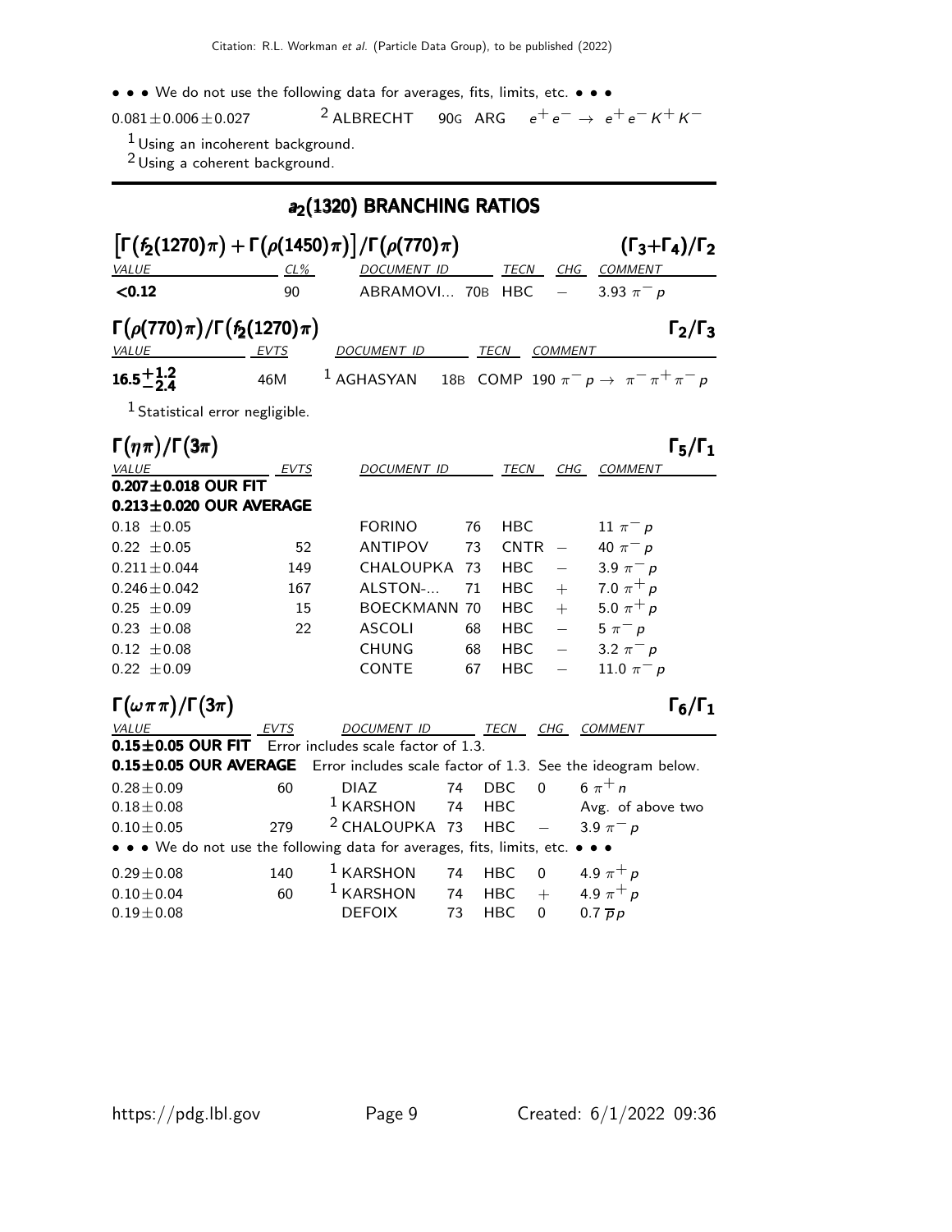• • • We do not use the following data for averages, fits, limits, etc. • • •

| | | | | |
|---|---|---|---|---|
| $0.081 \pm 0.006 \pm 0.027$ | [2] ALBRECHT | 90G | ARG | $e^+e^- \to e^+e^- K^+K^-$ |

[1] Using an incoherent background.
[2] Using a coherent background.

## $a_2(1320)$ BRANCHING RATIOS

### $\left[\Gamma\left(f_2(1270)\pi\right) + \Gamma\left(\rho(1450)\pi\right)\right]/\Gamma\left(\rho(770)\pi\right)$ $\qquad (\Gamma_3+\Gamma_4)/\Gamma_2$

| VALUE | CL% | DOCUMENT ID | | TECN | CHG | COMMENT |
|---|---|---|---|---|---|---|
| **<0.12** | 90 | ABRAMOVI... | 70B | HBC | $-$ | 3.93 $\pi^- p$ |

### $\Gamma\left(\rho(770)\pi\right)/\Gamma\left(f_2(1270)\pi\right)$ $\qquad \Gamma_2/\Gamma_3$

| VALUE | EVTS | DOCUMENT ID | | TECN | COMMENT |
|---|---|---|---|---|---|
| $\mathbf{16.5^{+1.2}_{-2.4}}$ | 46M | [1] AGHASYAN | 18B | COMP | 190 $\pi^- p \to \pi^-\pi^+\pi^- p$ |

[1] Statistical error negligible.

### $\Gamma\left(\eta\pi\right)/\Gamma\left(3\pi\right)$ $\qquad \Gamma_5/\Gamma_1$

| VALUE | EVTS | DOCUMENT ID | | TECN | CHG | COMMENT |
|---|---|---|---|---|---|---|
| **0.207±0.018 OUR FIT** | | | | | | |
| **0.213±0.020 OUR AVERAGE** | | | | | | |
| 0.18 ±0.05 | | FORINO | 76 | HBC | | 11 $\pi^- p$ |
| 0.22 ±0.05 | 52 | ANTIPOV | 73 | CNTR | $-$ | 40 $\pi^- p$ |
| 0.211±0.044 | 149 | CHALOUPKA | 73 | HBC | $-$ | 3.9 $\pi^- p$ |
| 0.246±0.042 | 167 | ALSTON-... | 71 | HBC | $+$ | 7.0 $\pi^+ p$ |
| 0.25 ±0.09 | 15 | BOECKMANN | 70 | HBC | $+$ | 5.0 $\pi^+ p$ |
| 0.23 ±0.08 | 22 | ASCOLI | 68 | HBC | $-$ | 5 $\pi^- p$ |
| 0.12 ±0.08 | | CHUNG | 68 | HBC | $-$ | 3.2 $\pi^- p$ |
| 0.22 ±0.09 | | CONTE | 67 | HBC | $-$ | 11.0 $\pi^- p$ |

### $\Gamma\left(\omega\pi\pi\right)/\Gamma\left(3\pi\right)$ $\qquad \Gamma_6/\Gamma_1$

| VALUE | EVTS | DOCUMENT ID | | TECN | CHG | COMMENT |
|---|---|---|---|---|---|---|
| **0.15±0.05 OUR FIT** Error includes scale factor of 1.3. | | | | | | |
| **0.15±0.05 OUR AVERAGE** Error includes scale factor of 1.3. See the ideogram below. | | | | | | |
| 0.28±0.09 | 60 | DIAZ | 74 | DBC | 0 | 6 $\pi^+ n$ |
| 0.18±0.08 | | [1] KARSHON | 74 | HBC | | Avg. of above two |
| 0.10±0.05 | 279 | [2] CHALOUPKA | 73 | HBC | $-$ | 3.9 $\pi^- p$ |
| • • • We do not use the following data for averages, fits, limits, etc. • • • | | | | | | |
| 0.29±0.08 | 140 | [1] KARSHON | 74 | HBC | 0 | 4.9 $\pi^+ p$ |
| 0.10±0.04 | 60 | [1] KARSHON | 74 | HBC | $+$ | 4.9 $\pi^+ p$ |
| 0.19±0.08 | | DEFOIX | 73 | HBC | 0 | 0.7 $\overline{p}p$ |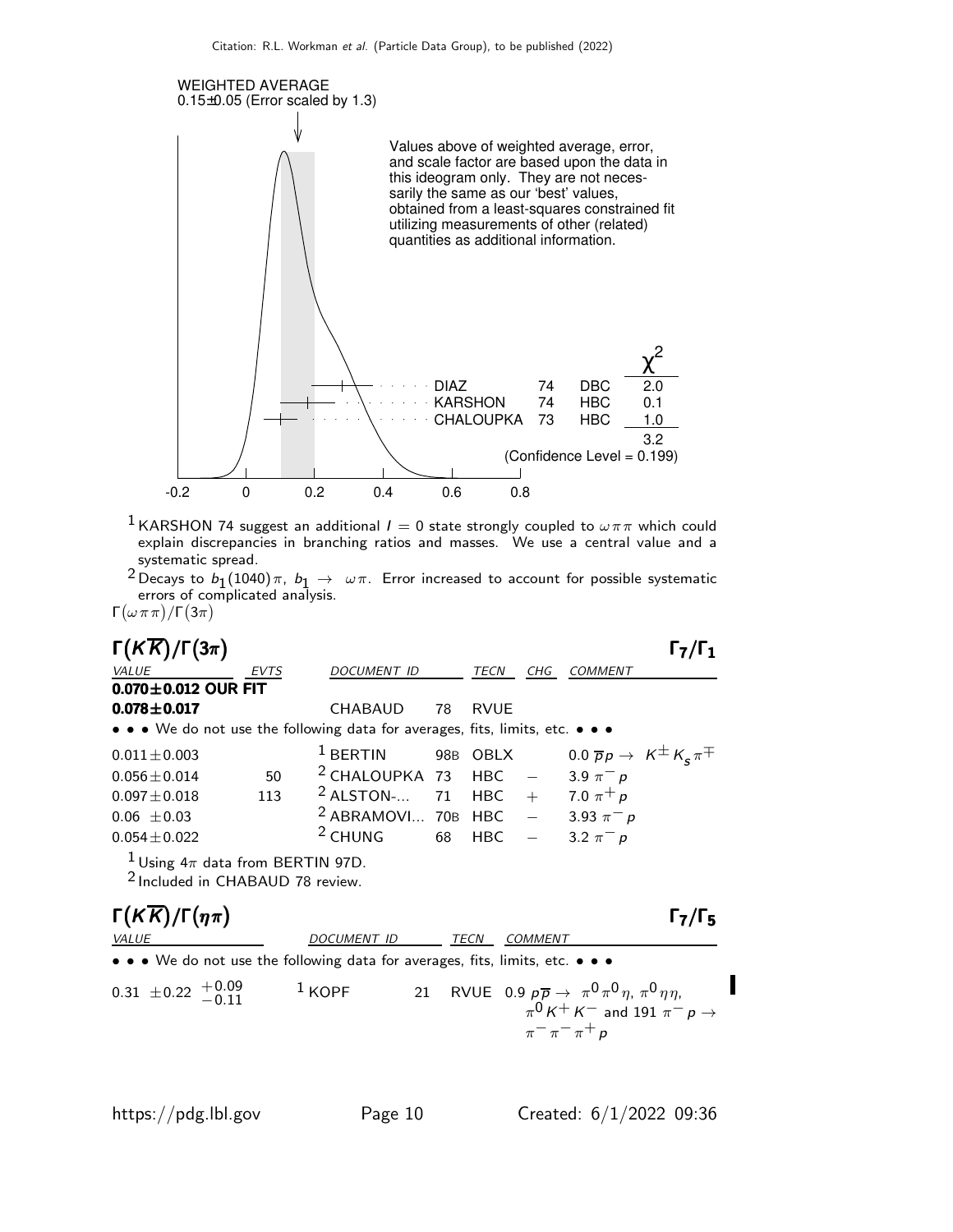WEIGHTED AVERAGE
0.15±0.05 (Error scaled by 1.3)

Values above of weighted average, error, and scale factor are based upon the data in this ideogram only. They are not necessarily the same as our 'best' values, obtained from a least-squares constrained fit utilizing measurements of other (related) quantities as additional information.

| | | | $\chi^2$ |
|---|---|---|---|
| DIAZ | 74 | DBC | 2.0 |
| KARSHON | 74 | HBC | 0.1 |
| CHALOUPKA | 73 | HBC | 1.0 |
| | | | 3.2 |

(Confidence Level = 0.199)

[1] KARSHON 74 suggest an additional $I = 0$ state strongly coupled to $\omega\pi\pi$ which could explain discrepancies in branching ratios and masses. We use a central value and a systematic spread.

[2] Decays to $b_1(1040)\pi$, $b_1 \rightarrow \omega\pi$. Error increased to account for possible systematic errors of complicated analysis.

$\Gamma(\omega\pi\pi)/\Gamma(3\pi)$

## $\Gamma(K\overline{K})/\Gamma(3\pi)$ — $\Gamma_7/\Gamma_1$

| VALUE | EVTS | DOCUMENT ID | | TECN | CHG | COMMENT |
|---|---|---|---|---|---|---|
| **0.070±0.012 OUR FIT** | | | | | | |
| **0.078±0.017** | | CHABAUD | 78 | RVUE | | |
| • • • We do not use the following data for averages, fits, limits, etc. • • • | | | | | | |
| 0.011±0.003 | | [1] BERTIN | 98B | OBLX | | 0.0 $\overline{p}p \rightarrow K^{\pm}K_s\pi^{\mp}$ |
| 0.056±0.014 | 50 | [2] CHALOUPKA | 73 | HBC | − | 3.9 $\pi^- p$ |
| 0.097±0.018 | 113 | [2] ALSTON-... | 71 | HBC | + | 7.0 $\pi^+ p$ |
| 0.06 ±0.03 | | [2] ABRAMOVI... | 70B | HBC | − | 3.93 $\pi^- p$ |
| 0.054±0.022 | | [2] CHUNG | 68 | HBC | − | 3.2 $\pi^- p$ |

[1] Using $4\pi$ data from BERTIN 97D.

[2] Included in CHABAUD 78 review.

## $\Gamma(K\overline{K})/\Gamma(\eta\pi)$ — $\Gamma_7/\Gamma_5$

| VALUE | DOCUMENT ID | | TECN | COMMENT |
|---|---|---|---|---|
| • • • We do not use the following data for averages, fits, limits, etc. • • • | | | | |
| $0.31 \pm 0.22 \,^{+0.09}_{-0.11}$ | [1] KOPF | 21 | RVUE | 0.9 $p\overline{p} \rightarrow \pi^0\pi^0\eta$, $\pi^0\eta\eta$, $\pi^0 K^+ K^-$ and 191 $\pi^- p \rightarrow \pi^-\pi^-\pi^+ p$ |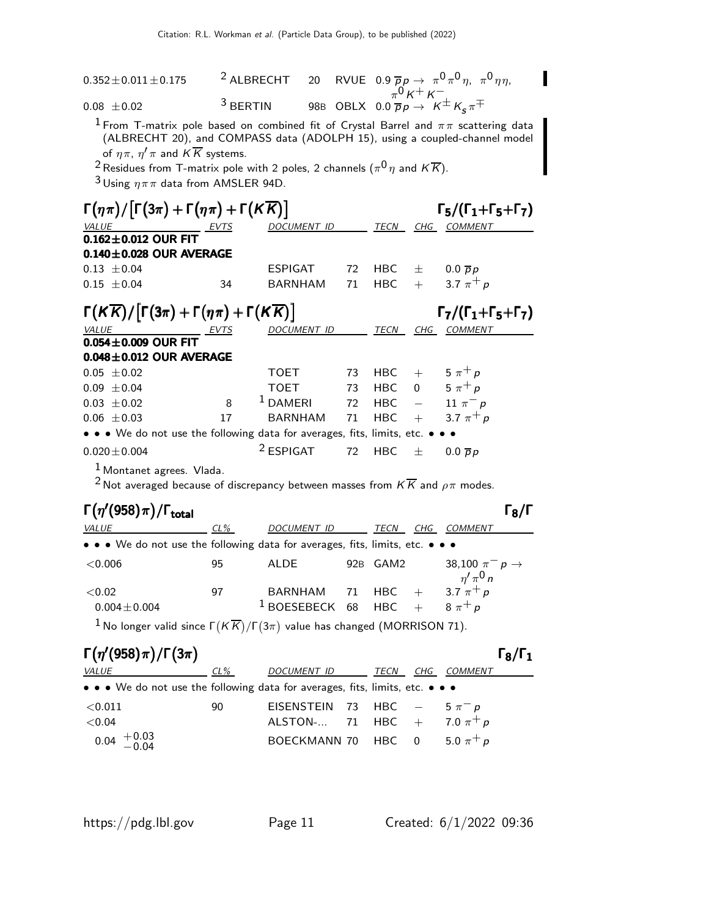| VALUE | DOCUMENT ID | | TECN | COMMENT |
|---|---|---|---|---|
| $0.352 \pm 0.011 \pm 0.175$ | [2] ALBRECHT | 20 | RVUE | $0.9\ \overline{p}p \rightarrow \pi^0\pi^0\eta,\ \pi^0\eta\eta,\ \pi^0 K^+ K^-$ |
| $0.08\ \pm 0.02$ | [3] BERTIN | 98B | OBLX | $0.0\ \overline{p}p \rightarrow K^{\pm} K_S \pi^{\mp}$ |

[1] From T-matrix pole based on combined fit of Crystal Barrel and $\pi\pi$ scattering data (ALBRECHT 20), and COMPASS data (ADOLPH 15), using a coupled-channel model of $\eta\pi$, $\eta'\pi$ and $K\overline{K}$ systems.

[2] Residues from T-matrix pole with 2 poles, 2 channels ($\pi^0\eta$ and $K\overline{K}$).

[3] Using $\eta\pi\pi$ data from AMSLER 94D.

### $\Gamma(\eta\pi)/\left[\Gamma(3\pi)+\Gamma(\eta\pi)+\Gamma(K\overline{K})\right]$ — $\Gamma_5/(\Gamma_1+\Gamma_5+\Gamma_7)$

| VALUE | EVTS | DOCUMENT ID | | TECN | CHG | COMMENT |
|---|---|---|---|---|---|---|
| **0.162±0.012 OUR FIT** | | | | | | |
| **0.140±0.028 OUR AVERAGE** | | | | | | |
| $0.13\ \pm 0.04$ | | ESPIGAT | 72 | HBC | $\pm$ | $0.0\ \overline{p}p$ |
| $0.15\ \pm 0.04$ | 34 | BARNHAM | 71 | HBC | $+$ | $3.7\ \pi^+ p$ |

### $\Gamma(K\overline{K})/\left[\Gamma(3\pi)+\Gamma(\eta\pi)+\Gamma(K\overline{K})\right]$ — $\Gamma_7/(\Gamma_1+\Gamma_5+\Gamma_7)$

| VALUE | EVTS | DOCUMENT ID | | TECN | CHG | COMMENT |
|---|---|---|---|---|---|---|
| **0.054±0.009 OUR FIT** | | | | | | |
| **0.048±0.012 OUR AVERAGE** | | | | | | |
| $0.05\ \pm 0.02$ | | TOET | 73 | HBC | $+$ | $5\ \pi^+ p$ |
| $0.09\ \pm 0.04$ | | TOET | 73 | HBC | 0 | $5\ \pi^+ p$ |
| $0.03\ \pm 0.02$ | 8 | [1] DAMERI | 72 | HBC | $-$ | $11\ \pi^- p$ |
| $0.06\ \pm 0.03$ | 17 | BARNHAM | 71 | HBC | $+$ | $3.7\ \pi^+ p$ |
| • • • We do not use the following data for averages, fits, limits, etc. • • • | | | | | | |
| $0.020 \pm 0.004$ | | [2] ESPIGAT | 72 | HBC | $\pm$ | $0.0\ \overline{p}p$ |

[1] Montanet agrees. Vlada.

[2] Not averaged because of discrepancy between masses from $K\overline{K}$ and $\rho\pi$ modes.

### $\Gamma(\eta'(958)\pi)/\Gamma_{\text{total}}$ — $\Gamma_8/\Gamma$

| VALUE | CL% | DOCUMENT ID | | TECN | CHG | COMMENT |
|---|---|---|---|---|---|---|
| • • • We do not use the following data for averages, fits, limits, etc. • • • | | | | | | |
| $<0.006$ | 95 | ALDE | 92B | GAM2 | | $38{,}100\ \pi^- p \rightarrow \eta'\pi^0 n$ |
| $<0.02$ | 97 | BARNHAM | 71 | HBC | $+$ | $3.7\ \pi^+ p$ |
| $0.004 \pm 0.004$ | | [1] BOESEBECK | 68 | HBC | $+$ | $8\ \pi^+ p$ |

[1] No longer valid since $\Gamma(K\overline{K})/\Gamma(3\pi)$ value has changed (MORRISON 71).

### $\Gamma(\eta'(958)\pi)/\Gamma(3\pi)$ — $\Gamma_8/\Gamma_1$

| VALUE | CL% | DOCUMENT ID | | TECN | CHG | COMMENT |
|---|---|---|---|---|---|---|
| • • • We do not use the following data for averages, fits, limits, etc. • • • | | | | | | |
| $<0.011$ | 90 | EISENSTEIN | 73 | HBC | $-$ | $5\ \pi^- p$ |
| $<0.04$ | | ALSTON-... | 71 | HBC | $+$ | $7.0\ \pi^+ p$ |
| $0.04\ ^{+0.03}_{-0.04}$ | | BOECKMANN | 70 | HBC | 0 | $5.0\ \pi^+ p$ |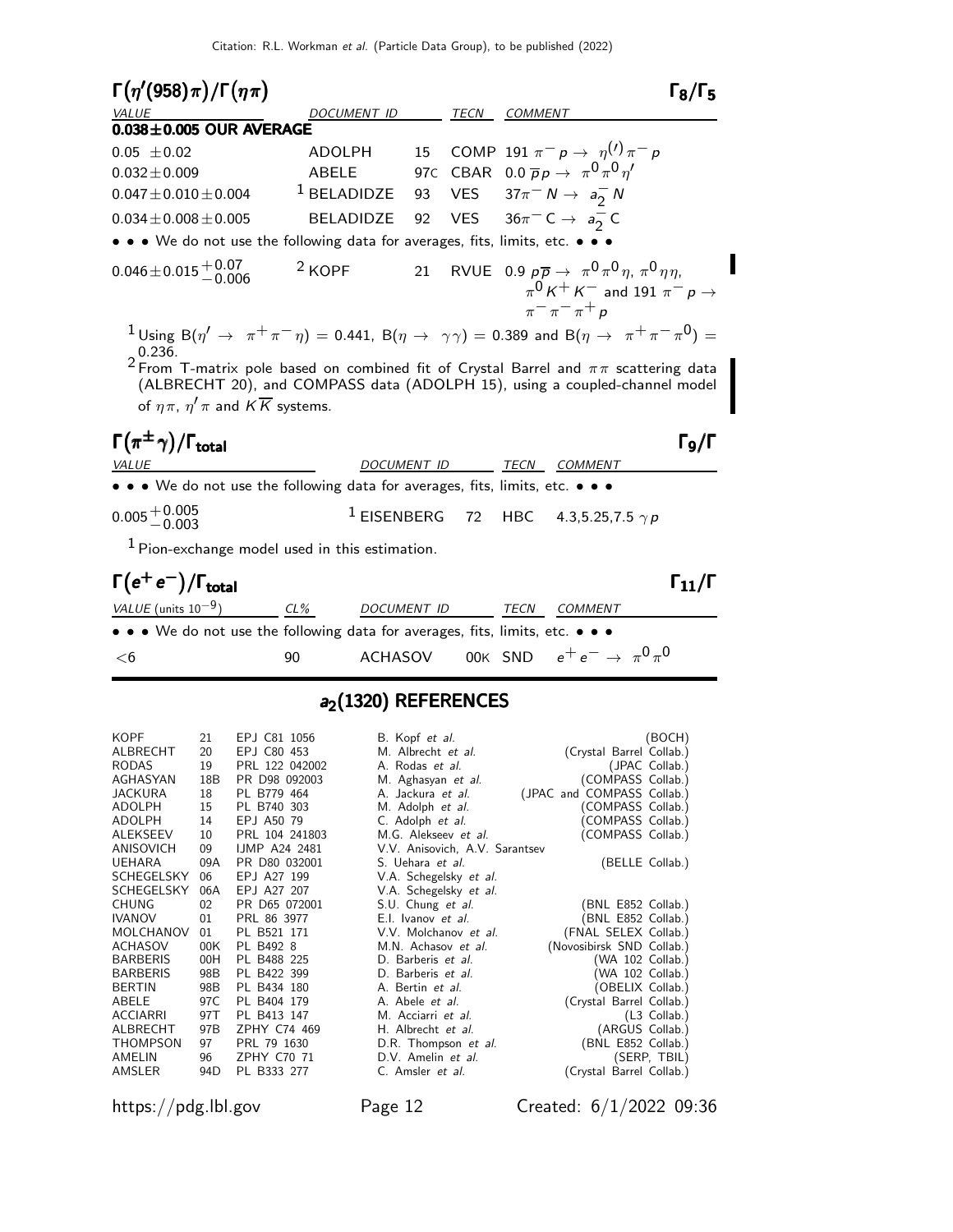## $\Gamma(\eta'(958)\pi)/\Gamma(\eta\pi)$ — $\Gamma_8/\Gamma_5$

| VALUE | DOCUMENT ID | | TECN | COMMENT |
|---|---|---|---|---|
| **0.038±0.005 OUR AVERAGE** | | | | |
| $0.05 \pm 0.02$ | ADOLPH | 15 | COMP | 191 $\pi^- p \rightarrow \eta^{(\prime)} \pi^- p$ |
| $0.032 \pm 0.009$ | ABELE | 97C | CBAR | 0.0 $\overline{p} p \rightarrow \pi^0 \pi^0 \eta'$ |
| $0.047 \pm 0.010 \pm 0.004$ | [1] BELADIDZE | 93 | VES | $37\pi^- N \rightarrow a_2^- N$ |
| $0.034 \pm 0.008 \pm 0.005$ | BELADIDZE | 92 | VES | $36\pi^- C \rightarrow a_2^- C$ |
| • • • We do not use the following data for averages, fits, limits, etc. • • • | | | | |
| $0.046 \pm 0.015 ^{+0.07}_{-0.006}$ | [2] KOPF | 21 | RVUE | 0.9 $p\overline{p} \rightarrow \pi^0 \pi^0 \eta$, $\pi^0 \eta \eta$, $\pi^0 K^+ K^-$ and 191 $\pi^- p \rightarrow \pi^- \pi^- \pi^+ p$ |

[1] Using $B(\eta' \rightarrow \pi^+ \pi^- \eta) = 0.441$, $B(\eta \rightarrow \gamma\gamma) = 0.389$ and $B(\eta \rightarrow \pi^+ \pi^- \pi^0) = 0.236$.

[2] From T-matrix pole based on combined fit of Crystal Barrel and $\pi\pi$ scattering data (ALBRECHT 20), and COMPASS data (ADOLPH 15), using a coupled-channel model of $\eta\pi$, $\eta'\pi$ and $K\overline{K}$ systems.

## $\Gamma(\pi^\pm \gamma)/\Gamma_{\text{total}}$ — $\Gamma_9/\Gamma$

| VALUE | DOCUMENT ID | | TECN | COMMENT |
|---|---|---|---|---|
| • • • We do not use the following data for averages, fits, limits, etc. • • • | | | | |
| $0.005^{+0.005}_{-0.003}$ | [1] EISENBERG | 72 | HBC | 4.3,5.25,7.5 $\gamma p$ |

[1] Pion-exchange model used in this estimation.

## $\Gamma(e^+ e^-)/\Gamma_{\text{total}}$ — $\Gamma_{11}/\Gamma$

| VALUE (units $10^{-9}$) | CL% | DOCUMENT ID | | TECN | COMMENT |
|---|---|---|---|---|---|
| • • • We do not use the following data for averages, fits, limits, etc. • • • | | | | | |
| $<6$ | 90 | ACHASOV | 00K | SND | $e^+ e^- \rightarrow \pi^0 \pi^0$ |

# $a_2(1320)$ REFERENCES

| | | | | |
|---|---|---|---|---|
| KOPF | 21 | EPJ C81 1056 | B. Kopf et al. | (BOCH) |
| ALBRECHT | 20 | EPJ C80 453 | M. Albrecht et al. | (Crystal Barrel Collab.) |
| RODAS | 19 | PRL 122 042002 | A. Rodas et al. | (JPAC Collab.) |
| AGHASYAN | 18B | PR D98 092003 | M. Aghasyan et al. | (COMPASS Collab.) |
| JACKURA | 18 | PL B779 464 | A. Jackura et al. | (JPAC and COMPASS Collab.) |
| ADOLPH | 15 | PL B740 303 | M. Adolph et al. | (COMPASS Collab.) |
| ADOLPH | 14 | EPJ A50 79 | C. Adolph et al. | (COMPASS Collab.) |
| ALEKSEEV | 10 | PRL 104 241803 | M.G. Alekseev et al. | (COMPASS Collab.) |
| ANISOVICH | 09 | IJMP A24 2481 | V.V. Anisovich, A.V. Sarantsev | |
| UEHARA | 09A | PR D80 032001 | S. Uehara et al. | (BELLE Collab.) |
| SCHEGELSKY | 06 | EPJ A27 199 | V.A. Schegelsky et al. | |
| SCHEGELSKY | 06A | EPJ A27 207 | V.A. Schegelsky et al. | |
| CHUNG | 02 | PR D65 072001 | S.U. Chung et al. | (BNL E852 Collab.) |
| IVANOV | 01 | PRL 86 3977 | E.I. Ivanov et al. | (BNL E852 Collab.) |
| MOLCHANOV | 01 | PL B521 171 | V.V. Molchanov et al. | (FNAL SELEX Collab.) |
| ACHASOV | 00K | PL B492 8 | M.N. Achasov et al. | (Novosibirsk SND Collab.) |
| BARBERIS | 00H | PL B488 225 | D. Barberis et al. | (WA 102 Collab.) |
| BARBERIS | 98B | PL B422 399 | D. Barberis et al. | (WA 102 Collab.) |
| BERTIN | 98B | PL B434 180 | A. Bertin et al. | (OBELIX Collab.) |
| ABELE | 97C | PL B404 179 | A. Abele et al. | (Crystal Barrel Collab.) |
| ACCIARRI | 97T | PL B413 147 | M. Acciarri et al. | (L3 Collab.) |
| ALBRECHT | 97B | ZPHY C74 469 | H. Albrecht et al. | (ARGUS Collab.) |
| THOMPSON | 97 | PRL 79 1630 | D.R. Thompson et al. | (BNL E852 Collab.) |
| AMELIN | 96 | ZPHY C70 71 | D.V. Amelin et al. | (SERP, TBIL) |
| AMSLER | 94D | PL B333 277 | C. Amsler et al. | (Crystal Barrel Collab.) |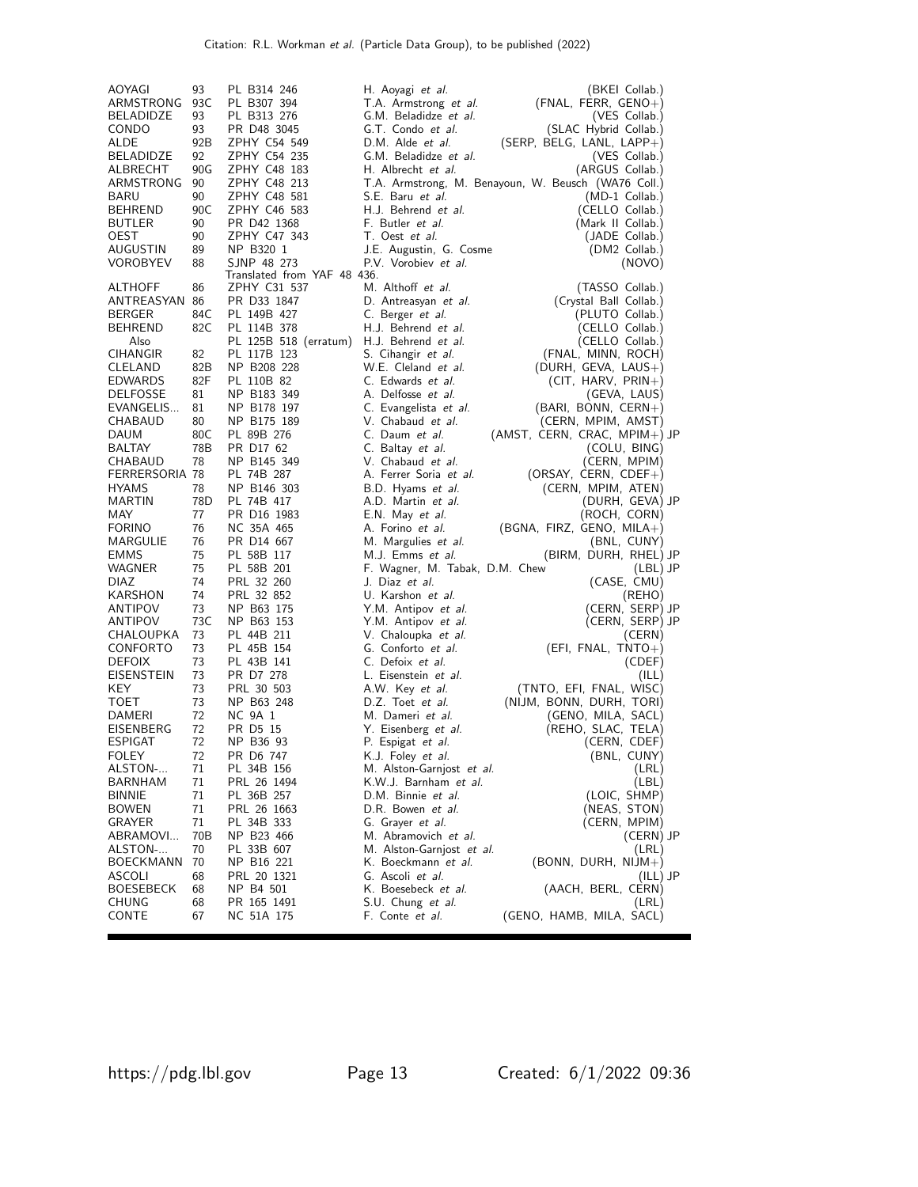| | | | | |
|---|---|---|---|---|
| AOYAGI | 93 | PL B314 246 | H. Aoyagi *et al.* | (BKEI Collab.) |
| ARMSTRONG | 93C | PL B307 394 | T.A. Armstrong *et al.* | (FNAL, FERR, GENO+) |
| BELADIDZE | 93 | PL B313 276 | G.M. Beladidze *et al.* | (VES Collab.) |
| CONDO | 93 | PR D48 3045 | G.T. Condo *et al.* | (SLAC Hybrid Collab.) |
| ALDE | 92B | ZPHY C54 549 | D.M. Alde *et al.* | (SERP, BELG, LANL, LAPP+) |
| BELADIDZE | 92 | ZPHY C54 235 | G.M. Beladidze *et al.* | (VES Collab.) |
| ALBRECHT | 90G | ZPHY C48 183 | H. Albrecht *et al.* | (ARGUS Collab.) |
| ARMSTRONG | 90 | ZPHY C48 213 | T.A. Armstrong, M. Benayoun, W. Beusch | (WA76 Coll.) |
| BARU | 90 | ZPHY C48 581 | S.E. Baru *et al.* | (MD-1 Collab.) |
| BEHREND | 90C | ZPHY C46 583 | H.J. Behrend *et al.* | (CELLO Collab.) |
| BUTLER | 90 | PR D42 1368 | F. Butler *et al.* | (Mark II Collab.) |
| OEST | 90 | ZPHY C47 343 | T. Oest *et al.* | (JADE Collab.) |
| AUGUSTIN | 89 | NP B320 1 | J.E. Augustin, G. Cosme | (DM2 Collab.) |
| VOROBYEV | 88 | SJNP 48 273 | P.V. Vorobiev *et al.* | (NOVO) |
| | | Translated from YAF 48 436. | | |
| ALTHOFF | 86 | ZPHY C31 537 | M. Althoff *et al.* | (TASSO Collab.) |
| ANTREASYAN | 86 | PR D33 1847 | D. Antreasyan *et al.* | (Crystal Ball Collab.) |
| BERGER | 84C | PL 149B 427 | C. Berger *et al.* | (PLUTO Collab.) |
| BEHREND | 82C | PL 114B 378 | H.J. Behrend *et al.* | (CELLO Collab.) |
| Also | | PL 125B 518 (erratum) | H.J. Behrend *et al.* | (CELLO Collab.) |
| CIHANGIR | 82 | PL 117B 123 | S. Cihangir *et al.* | (FNAL, MINN, ROCH) |
| CLELAND | 82B | NP B208 228 | W.E. Cleland *et al.* | (DURH, GEVA, LAUS+) |
| EDWARDS | 82F | PL 110B 82 | C. Edwards *et al.* | (CIT, HARV, PRIN+) |
| DELFOSSE | 81 | NP B183 349 | A. Delfosse *et al.* | (GEVA, LAUS) |
| EVANGELIS... | 81 | NP B178 197 | C. Evangelista *et al.* | (BARI, BONN, CERN+) |
| CHABAUD | 80 | NP B175 189 | V. Chabaud *et al.* | (CERN, MPIM, AMST) |
| DAUM | 80C | PL 89B 276 | C. Daum *et al.* | (AMST, CERN, CRAC, MPIM+) JP |
| BALTAY | 78B | PR D17 62 | C. Baltay *et al.* | (COLU, BING) |
| CHABAUD | 78 | NP B145 349 | V. Chabaud *et al.* | (CERN, MPIM) |
| FERRERSORIA | 78 | PL 74B 287 | A. Ferrer Soria *et al.* | (ORSAY, CERN, CDEF+) |
| HYAMS | 78 | NP B146 303 | B.D. Hyams *et al.* | (CERN, MPIM, ATEN) |
| MARTIN | 78D | PL 74B 417 | A.D. Martin *et al.* | (DURH, GEVA) JP |
| MAY | 77 | PR D16 1983 | E.N. May *et al.* | (ROCH, CORN) |
| FORINO | 76 | NC 35A 465 | A. Forino *et al.* | (BGNA, FIRZ, GENO, MILA+) |
| MARGULIE | 76 | PR D14 667 | M. Margulies *et al.* | (BNL, CUNY) |
| EMMS | 75 | PL 58B 117 | M.J. Emms *et al.* | (BIRM, DURH, RHEL) JP |
| WAGNER | 75 | PL 58B 201 | F. Wagner, M. Tabak, D.M. Chew | (LBL) JP |
| DIAZ | 74 | PRL 32 260 | J. Diaz *et al.* | (CASE, CMU) |
| KARSHON | 74 | PRL 32 852 | U. Karshon *et al.* | (REHO) |
| ANTIPOV | 73 | NP B63 175 | Y.M. Antipov *et al.* | (CERN, SERP) JP |
| ANTIPOV | 73C | NP B63 153 | Y.M. Antipov *et al.* | (CERN, SERP) JP |
| CHALOUPKA | 73 | PL 44B 211 | V. Chaloupka *et al.* | (CERN) |
| CONFORTO | 73 | PL 45B 154 | G. Conforto *et al.* | (EFI, FNAL, TNTO+) |
| DEFOIX | 73 | PL 43B 141 | C. Defoix *et al.* | (CDEF) |
| EISENSTEIN | 73 | PR D7 278 | L. Eisenstein *et al.* | (ILL) |
| KEY | 73 | PRL 30 503 | A.W. Key *et al.* | (TNTO, EFI, FNAL, WISC) |
| TOET | 73 | NP B63 248 | D.Z. Toet *et al.* | (NIJM, BONN, DURH, TORI) |
| DAMERI | 72 | NC 9A 1 | M. Dameri *et al.* | (GENO, MILA, SACL) |
| EISENBERG | 72 | PR D5 15 | Y. Eisenberg *et al.* | (REHO, SLAC, TELA) |
| ESPIGAT | 72 | NP B36 93 | P. Espigat *et al.* | (CERN, CDEF) |
| FOLEY | 72 | PR D6 747 | K.J. Foley *et al.* | (BNL, CUNY) |
| ALSTON-... | 71 | PL 34B 156 | M. Alston-Garnjost *et al.* | (LRL) |
| BARNHAM | 71 | PRL 26 1494 | K.W.J. Barnham *et al.* | (LBL) |
| BINNIE | 71 | PL 36B 257 | D.M. Binnie *et al.* | (LOIC, SHMP) |
| BOWEN | 71 | PRL 26 1663 | D.R. Bowen *et al.* | (NEAS, STON) |
| GRAYER | 71 | PL 34B 333 | G. Grayer *et al.* | (CERN, MPIM) |
| ABRAMOVI... | 70B | NP B23 466 | M. Abramovich *et al.* | (CERN) JP |
| ALSTON-... | 70 | PL 33B 607 | M. Alston-Garnjost *et al.* | (LRL) |
| BOECKMANN | 70 | NP B16 221 | K. Boeckmann *et al.* | (BONN, DURH, NIJM+) |
| ASCOLI | 68 | PRL 20 1321 | G. Ascoli *et al.* | (ILL) JP |
| BOESEBECK | 68 | NP B4 501 | K. Boesebeck *et al.* | (AACH, BERL, CERN) |
| CHUNG | 68 | PR 165 1491 | S.U. Chung *et al.* | (LRL) |
| CONTE | 67 | NC 51A 175 | F. Conte *et al.* | (GENO, HAMB, MILA, SACL) |